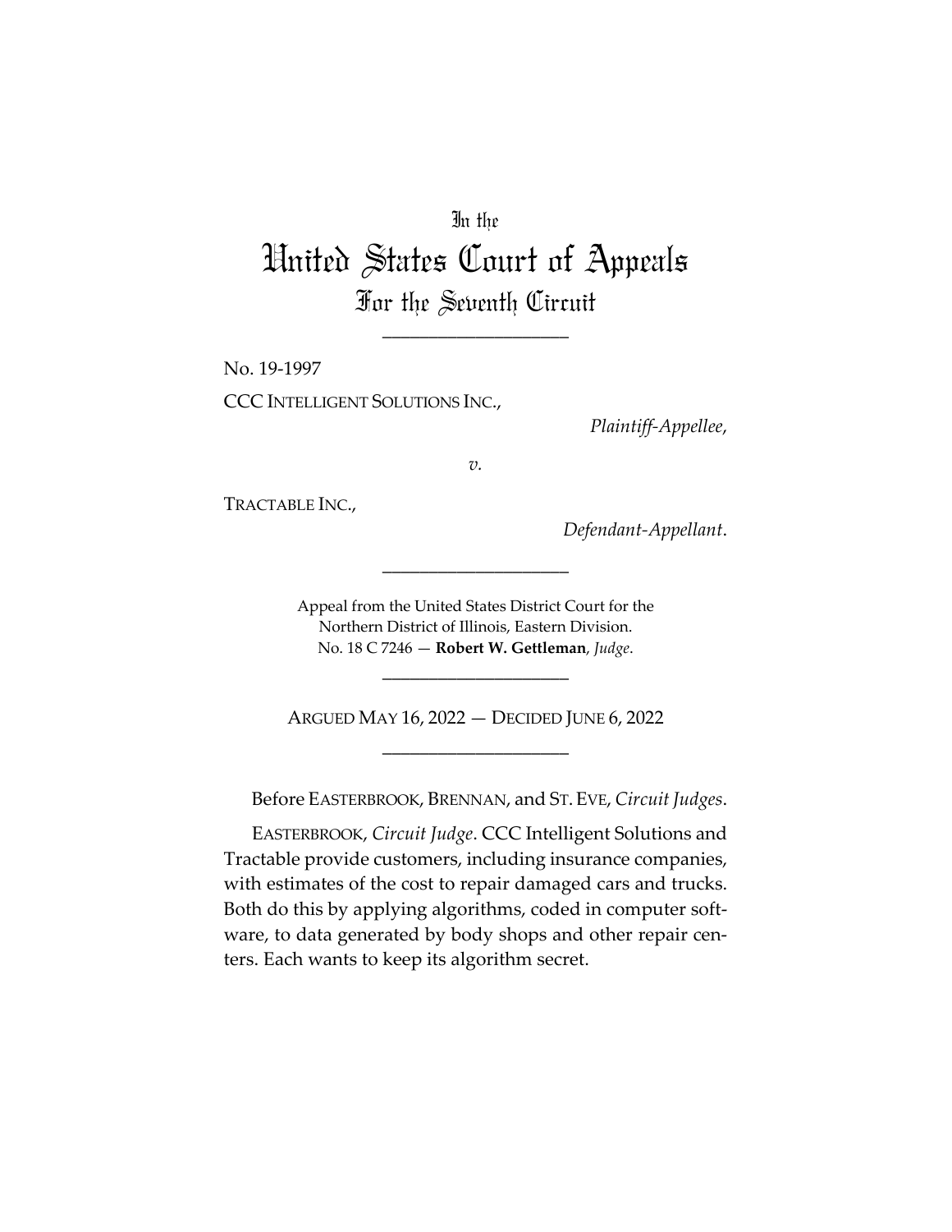In the

# United States Court of Appeals

## For the Seventh Circuit

---

No. 19-1997

CCC INTELLIGENT SOLUTIONS INC.,

*Plaintiff-Appellee*,

*v.*

TRACTABLE INC.,

*Defendant-Appellant*.

---

Appeal from the United States District Court for the Northern District of Illinois, Eastern Division.
No. 18 C 7246 — **Robert W. Gettleman**, *Judge*.

---

ARGUED MAY 16, 2022 — DECIDED JUNE 6, 2022

---

Before EASTERBROOK, BRENNAN, and ST. EVE, *Circuit Judges*.

EASTERBROOK, *Circuit Judge*. CCC Intelligent Solutions and Tractable provide customers, including insurance companies, with estimates of the cost to repair damaged cars and trucks. Both do this by applying algorithms, coded in computer software, to data generated by body shops and other repair centers. Each wants to keep its algorithm secret.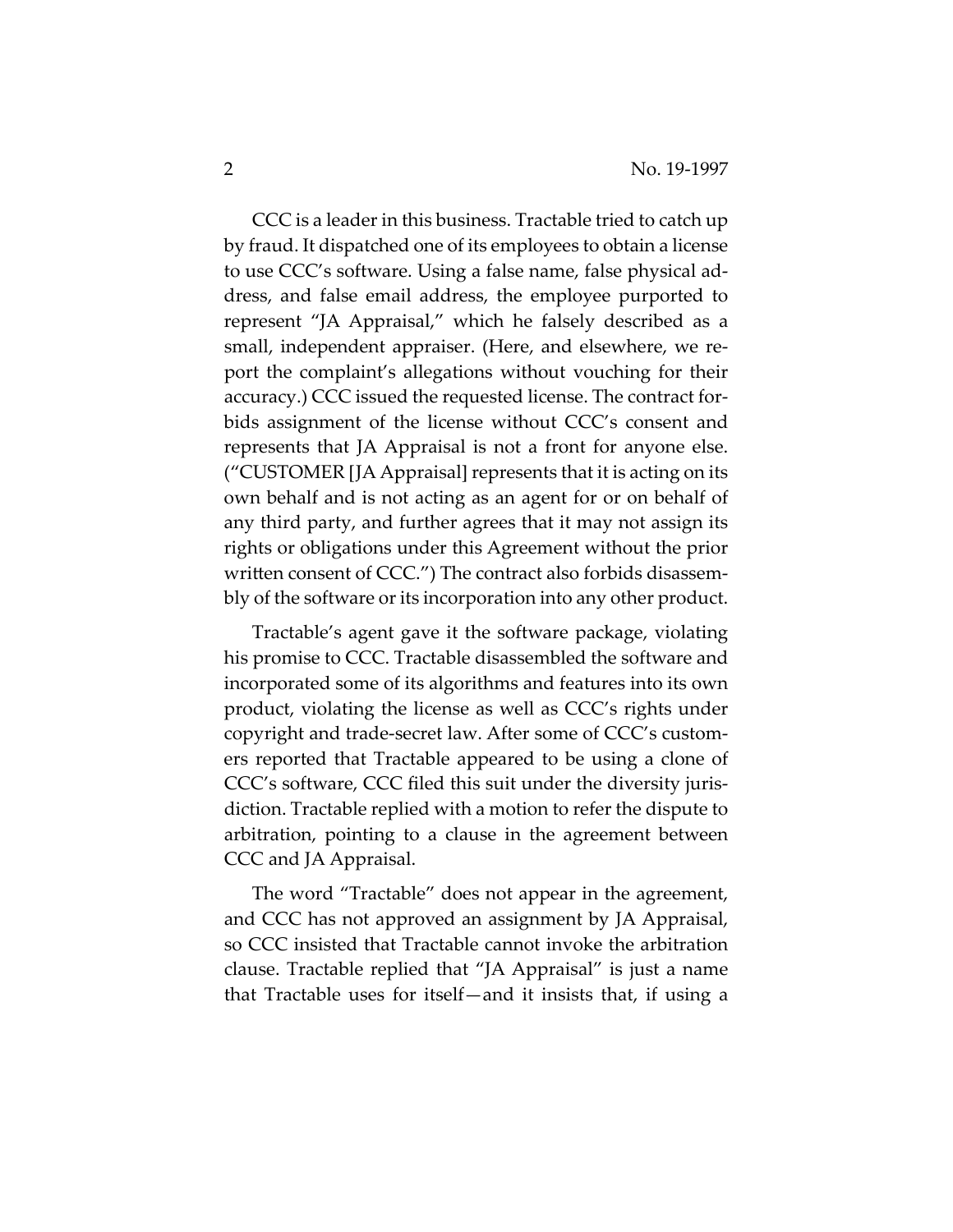CCC is a leader in this business. Tractable tried to catch up by fraud. It dispatched one of its employees to obtain a license to use CCC's software. Using a false name, false physical address, and false email address, the employee purported to represent "JA Appraisal," which he falsely described as a small, independent appraiser. (Here, and elsewhere, we report the complaint's allegations without vouching for their accuracy.) CCC issued the requested license. The contract forbids assignment of the license without CCC's consent and represents that JA Appraisal is not a front for anyone else. ("CUSTOMER [JA Appraisal] represents that it is acting on its own behalf and is not acting as an agent for or on behalf of any third party, and further agrees that it may not assign its rights or obligations under this Agreement without the prior written consent of CCC.") The contract also forbids disassembly of the software or its incorporation into any other product.

Tractable's agent gave it the software package, violating his promise to CCC. Tractable disassembled the software and incorporated some of its algorithms and features into its own product, violating the license as well as CCC's rights under copyright and trade-secret law. After some of CCC's customers reported that Tractable appeared to be using a clone of CCC's software, CCC filed this suit under the diversity jurisdiction. Tractable replied with a motion to refer the dispute to arbitration, pointing to a clause in the agreement between CCC and JA Appraisal.

The word "Tractable" does not appear in the agreement, and CCC has not approved an assignment by JA Appraisal, so CCC insisted that Tractable cannot invoke the arbitration clause. Tractable replied that "JA Appraisal" is just a name that Tractable uses for itself—and it insists that, if using a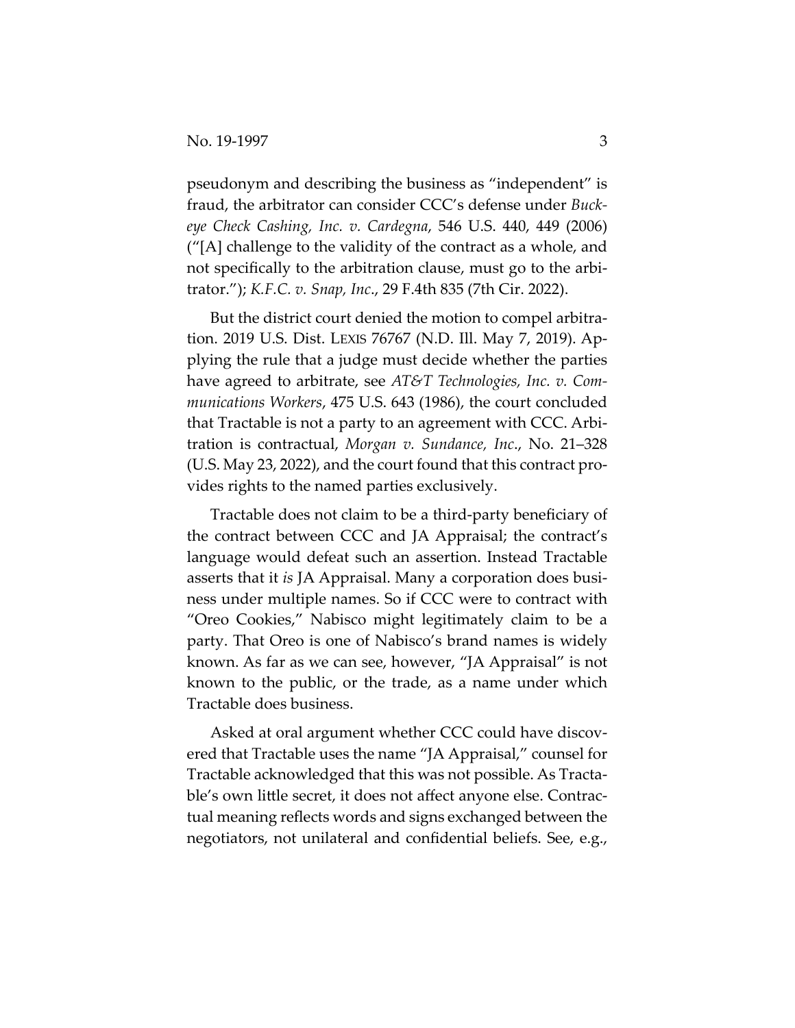pseudonym and describing the business as "independent" is fraud, the arbitrator can consider CCC's defense under *Buckeye Check Cashing, Inc. v. Cardegna*, 546 U.S. 440, 449 (2006) ("[A] challenge to the validity of the contract as a whole, and not specifically to the arbitration clause, must go to the arbitrator."); *K.F.C. v. Snap, Inc*., 29 F.4th 835 (7th Cir. 2022).

But the district court denied the motion to compel arbitration. 2019 U.S. Dist. LEXIS 76767 (N.D. Ill. May 7, 2019). Applying the rule that a judge must decide whether the parties have agreed to arbitrate, see *AT&T Technologies, Inc. v. Communications Workers*, 475 U.S. 643 (1986), the court concluded that Tractable is not a party to an agreement with CCC. Arbitration is contractual, *Morgan v. Sundance, Inc*., No. 21–328 (U.S. May 23, 2022), and the court found that this contract provides rights to the named parties exclusively.

Tractable does not claim to be a third-party beneficiary of the contract between CCC and JA Appraisal; the contract's language would defeat such an assertion. Instead Tractable asserts that it *is* JA Appraisal. Many a corporation does business under multiple names. So if CCC were to contract with "Oreo Cookies," Nabisco might legitimately claim to be a party. That Oreo is one of Nabisco's brand names is widely known. As far as we can see, however, "JA Appraisal" is not known to the public, or the trade, as a name under which Tractable does business.

Asked at oral argument whether CCC could have discovered that Tractable uses the name "JA Appraisal," counsel for Tractable acknowledged that this was not possible. As Tractable's own little secret, it does not affect anyone else. Contractual meaning reflects words and signs exchanged between the negotiators, not unilateral and confidential beliefs. See, e.g.,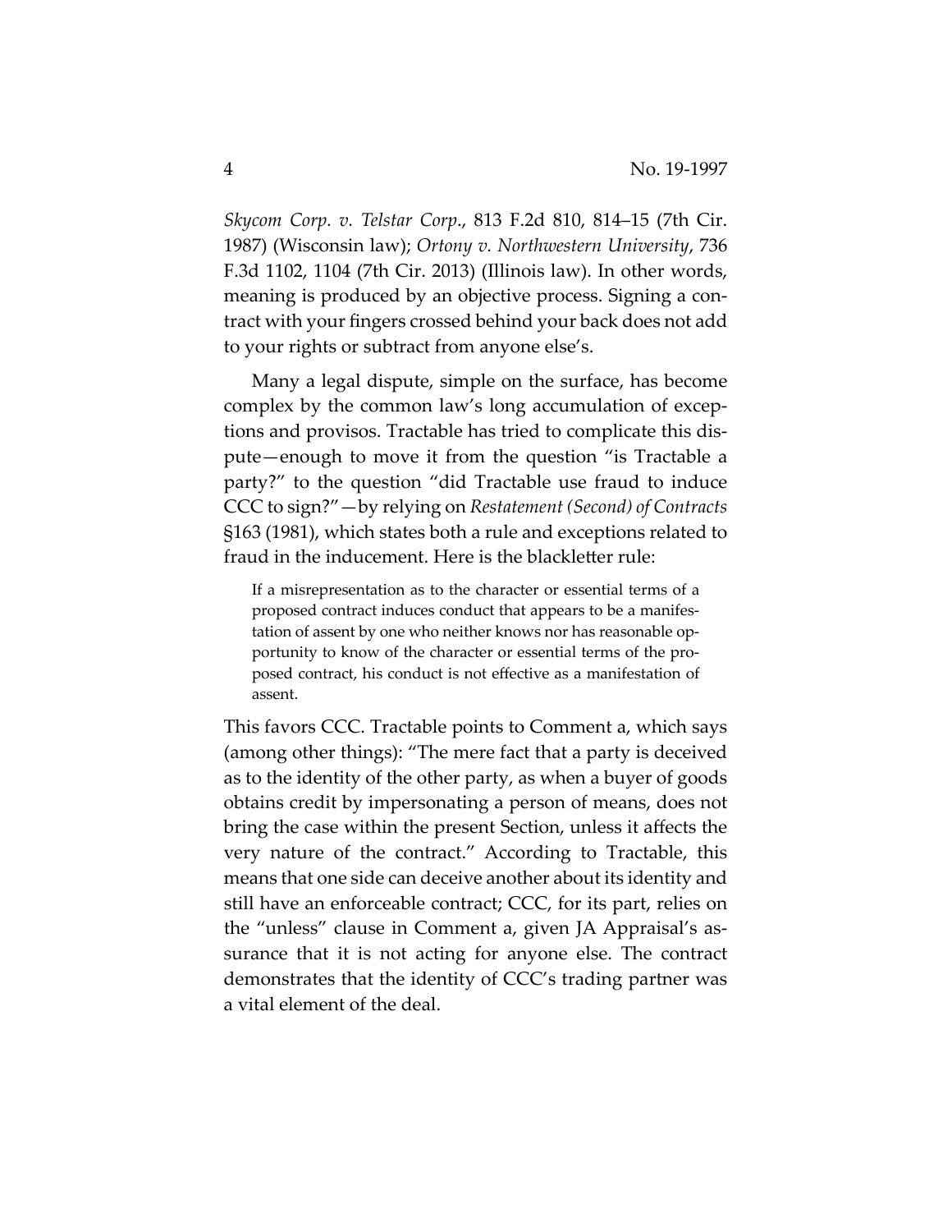*Skycom Corp. v. Telstar Corp.*, 813 F.2d 810, 814–15 (7th Cir. 1987) (Wisconsin law); *Ortony v. Northwestern University*, 736 F.3d 1102, 1104 (7th Cir. 2013) (Illinois law). In other words, meaning is produced by an objective process. Signing a contract with your fingers crossed behind your back does not add to your rights or subtract from anyone else's.

Many a legal dispute, simple on the surface, has become complex by the common law's long accumulation of exceptions and provisos. Tractable has tried to complicate this dispute—enough to move it from the question "is Tractable a party?" to the question "did Tractable use fraud to induce CCC to sign?"—by relying on *Restatement (Second) of Contracts* §163 (1981), which states both a rule and exceptions related to fraud in the inducement. Here is the blackletter rule:

> If a misrepresentation as to the character or essential terms of a proposed contract induces conduct that appears to be a manifestation of assent by one who neither knows nor has reasonable opportunity to know of the character or essential terms of the proposed contract, his conduct is not effective as a manifestation of assent.

This favors CCC. Tractable points to Comment a, which says (among other things): "The mere fact that a party is deceived as to the identity of the other party, as when a buyer of goods obtains credit by impersonating a person of means, does not bring the case within the present Section, unless it affects the very nature of the contract." According to Tractable, this means that one side can deceive another about its identity and still have an enforceable contract; CCC, for its part, relies on the "unless" clause in Comment a, given JA Appraisal's assurance that it is not acting for anyone else. The contract demonstrates that the identity of CCC's trading partner was a vital element of the deal.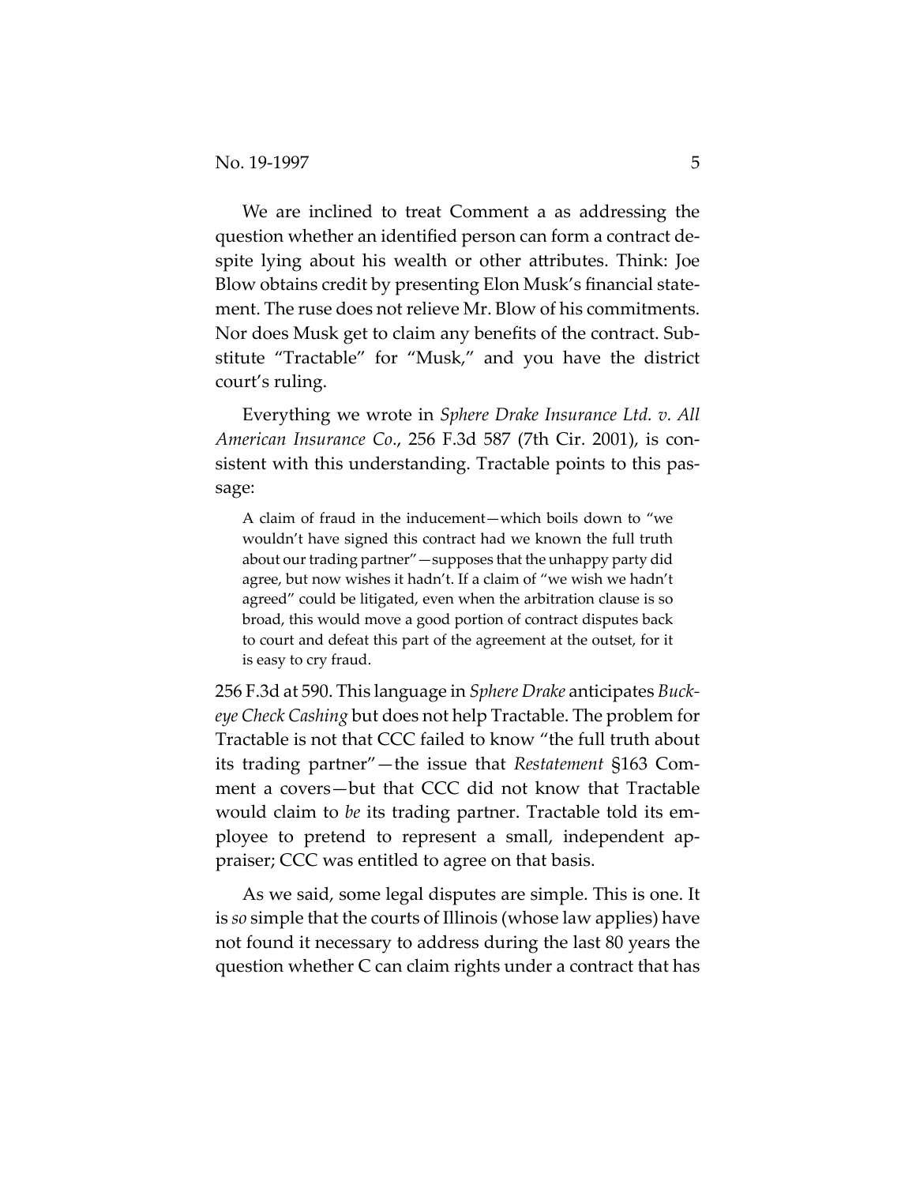We are inclined to treat Comment a as addressing the question whether an identified person can form a contract despite lying about his wealth or other attributes. Think: Joe Blow obtains credit by presenting Elon Musk's financial statement. The ruse does not relieve Mr. Blow of his commitments. Nor does Musk get to claim any benefits of the contract. Substitute "Tractable" for "Musk," and you have the district court's ruling.

Everything we wrote in *Sphere Drake Insurance Ltd. v. All American Insurance Co.*, 256 F.3d 587 (7th Cir. 2001), is consistent with this understanding. Tractable points to this passage:

> A claim of fraud in the inducement—which boils down to "we wouldn't have signed this contract had we known the full truth about our trading partner"—supposes that the unhappy party did agree, but now wishes it hadn't. If a claim of "we wish we hadn't agreed" could be litigated, even when the arbitration clause is so broad, this would move a good portion of contract disputes back to court and defeat this part of the agreement at the outset, for it is easy to cry fraud.

256 F.3d at 590. This language in *Sphere Drake* anticipates *Buckeye Check Cashing* but does not help Tractable. The problem for Tractable is not that CCC failed to know "the full truth about its trading partner"—the issue that *Restatement* §163 Comment a covers—but that CCC did not know that Tractable would claim to *be* its trading partner. Tractable told its employee to pretend to represent a small, independent appraiser; CCC was entitled to agree on that basis.

As we said, some legal disputes are simple. This is one. It is *so* simple that the courts of Illinois (whose law applies) have not found it necessary to address during the last 80 years the question whether C can claim rights under a contract that has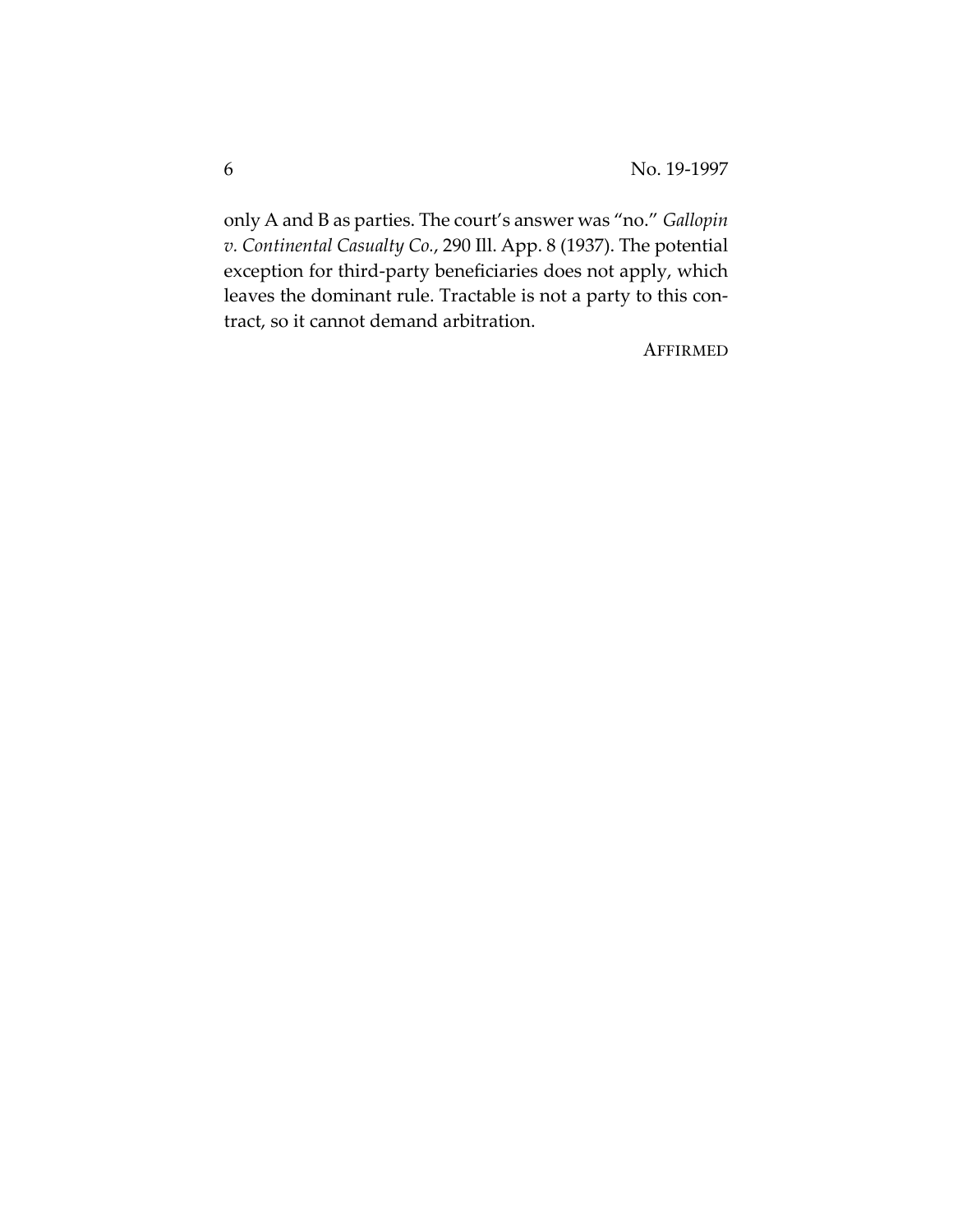only A and B as parties. The court's answer was "no." *Gallopin v. Continental Casualty Co.*, 290 Ill. App. 8 (1937). The potential exception for third-party beneficiaries does not apply, which leaves the dominant rule. Tractable is not a party to this contract, so it cannot demand arbitration.

AFFIRMED